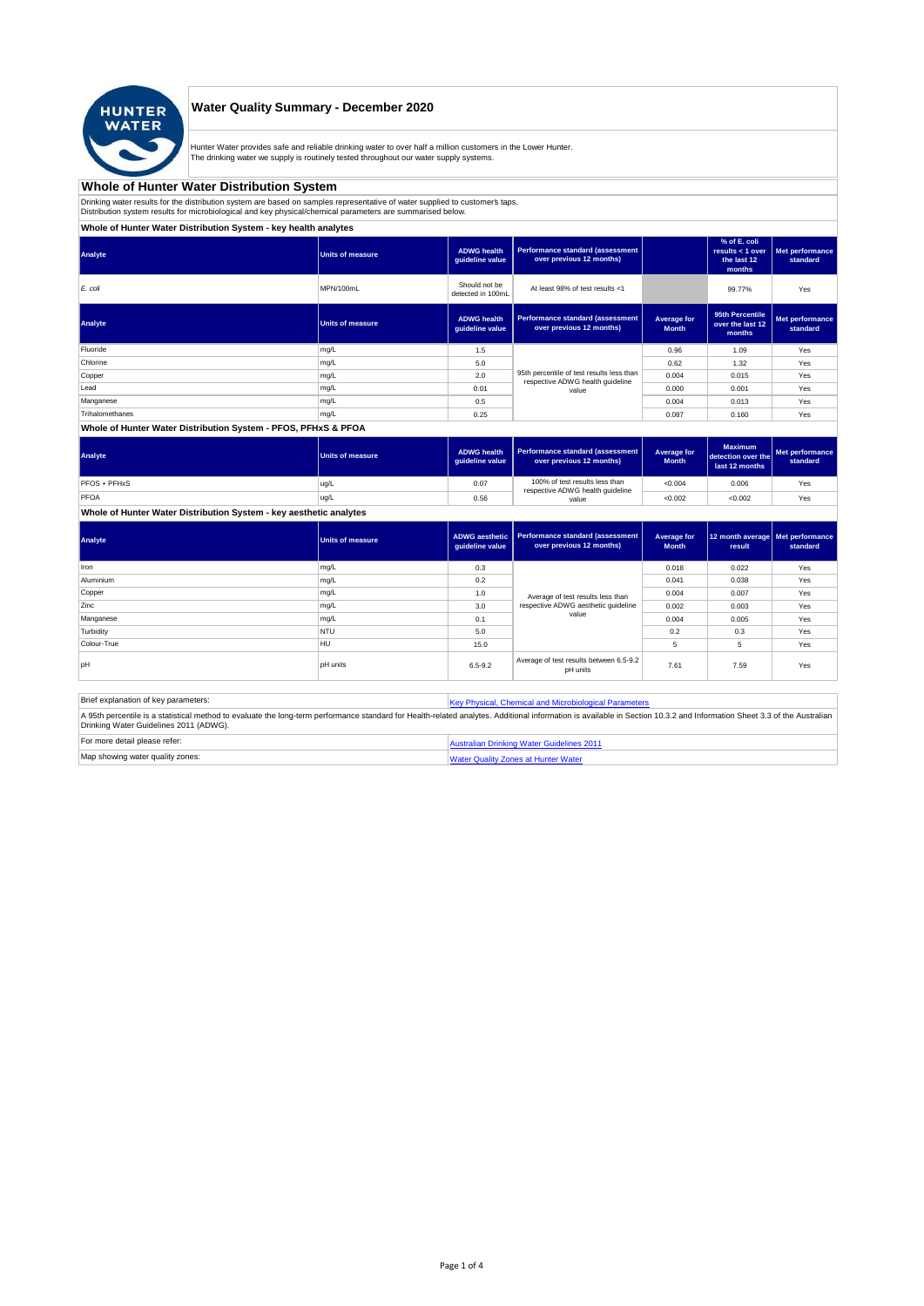# Water Quality Summary - December 2020

Hunter Water provides safe and reliable drinking water to over half a million customers in the Lower Hunter.
The drinking water we supply is routinely tested throughout our water supply systems.

## Whole of Hunter Water Distribution System

Drinking water results for the distribution system are based on samples representative of water supplied to customer's taps.
Distribution system results for microbiological and key physical/chemical parameters are summarised below.

### Whole of Hunter Water Distribution System - key health analytes

| Analyte | Units of measure | ADWG health guideline value | Performance standard (assessment over previous 12 months) | | % of E. coli results < 1 over the last 12 months | Met performance standard |
|---|---|---|---|---|---|---|
| *E. coli* | MPN/100mL | Should not be detected in 100mL | At least 98% of test results <1 | | 99.77% | Yes |

| Analyte | Units of measure | ADWG health guideline value | Performance standard (assessment over previous 12 months) | Average for Month | 95th Percentile over the last 12 months | Met performance standard |
|---|---|---|---|---|---|---|
| Fluoride | mg/L | 1.5 | 95th percentile of test results less than respective ADWG health guideline value | 0.96 | 1.09 | Yes |
| Chlorine | mg/L | 5.0 | | 0.62 | 1.32 | Yes |
| Copper | mg/L | 2.0 | | 0.004 | 0.015 | Yes |
| Lead | mg/L | 0.01 | | 0.000 | 0.001 | Yes |
| Manganese | mg/L | 0.5 | | 0.004 | 0.013 | Yes |
| Trihalomethanes | mg/L | 0.25 | | 0.087 | 0.160 | Yes |

### Whole of Hunter Water Distribution System - PFOS, PFHxS & PFOA

| Analyte | Units of measure | ADWG health guideline value | Performance standard (assessment over previous 12 months) | Average for Month | Maximum detection over the last 12 months | Met performance standard |
|---|---|---|---|---|---|---|
| PFOS + PFHxS | ug/L | 0.07 | 100% of test results less than respective ADWG health guideline value | <0.004 | 0.006 | Yes |
| PFOA | ug/L | 0.56 | | <0.002 | <0.002 | Yes |

### Whole of Hunter Water Distribution System - key aesthetic analytes

| Analyte | Units of measure | ADWG aesthetic guideline value | Performance standard (assessment over previous 12 months) | Average for Month | 12 month average result | Met performance standard |
|---|---|---|---|---|---|---|
| Iron | mg/L | 0.3 | Average of test results less than respective ADWG aesthetic guideline value | 0.018 | 0.022 | Yes |
| Aluminium | mg/L | 0.2 | | 0.041 | 0.038 | Yes |
| Copper | mg/L | 1.0 | | 0.004 | 0.007 | Yes |
| Zinc | mg/L | 3.0 | | 0.002 | 0.003 | Yes |
| Manganese | mg/L | 0.1 | | 0.004 | 0.005 | Yes |
| Turbidity | NTU | 5.0 | | 0.2 | 0.3 | Yes |
| Colour-True | HU | 15.0 | | 5 | 5 | Yes |
| pH | pH units | 6.5-9.2 | Average of test results between 6.5-9.2 pH units | 7.61 | 7.59 | Yes |

| Brief explanation of key parameters: | Key Physical, Chemical and Microbiological Parameters |
|---|---|

A 95th percentile is a statistical method to evaluate the long-term performance standard for Health-related analytes. Additional information is available in Section 10.3.2 and Information Sheet 3.3 of the Australian Drinking Water Guidelines 2011 (ADWG).

| For more detail please refer: | Australian Drinking Water Guidelines 2011 |
|---|---|
| Map showing water quality zones: | Water Quality Zones at Hunter Water |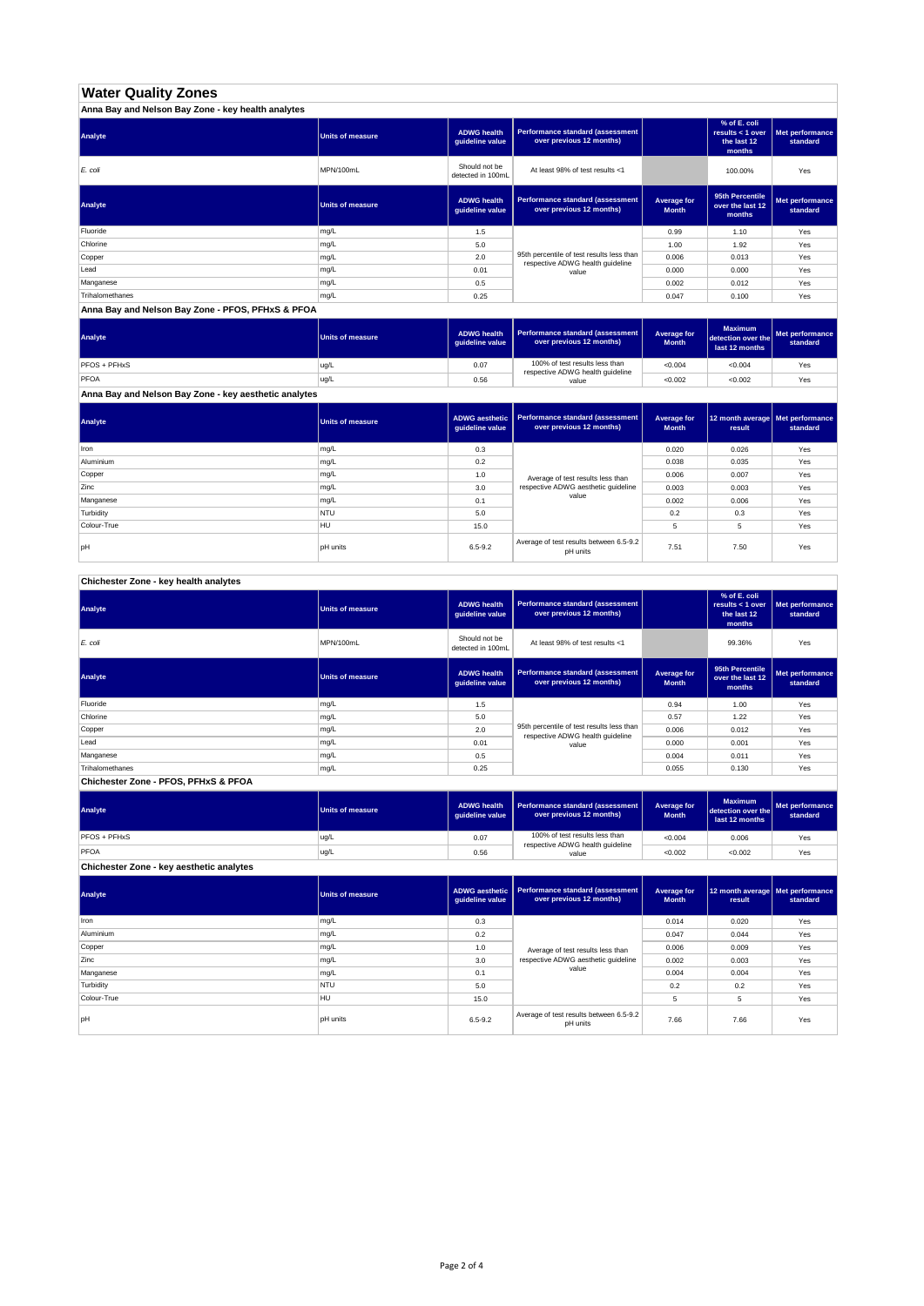# Water Quality Zones

## Anna Bay and Nelson Bay Zone - key health analytes

| Analyte | Units of measure | ADWG health guideline value | Performance standard (assessment over previous 12 months) | | % of E. coli results < 1 over the last 12 months | Met performance standard |
|---|---|---|---|---|---|---|
| *E. coli* | MPN/100mL | Should not be detected in 100mL | At least 98% of test results <1 | | 100.00% | Yes |

| Analyte | Units of measure | ADWG health guideline value | Performance standard (assessment over previous 12 months) | Average for Month | 95th Percentile over the last 12 months | Met performance standard |
|---|---|---|---|---|---|---|
| Fluoride | mg/L | 1.5 | 95th percentile of test results less than respective ADWG health guideline value | 0.99 | 1.10 | Yes |
| Chlorine | mg/L | 5.0 | | 1.00 | 1.92 | Yes |
| Copper | mg/L | 2.0 | | 0.006 | 0.013 | Yes |
| Lead | mg/L | 0.01 | | 0.000 | 0.000 | Yes |
| Manganese | mg/L | 0.5 | | 0.002 | 0.012 | Yes |
| Trihalomethanes | mg/L | 0.25 | | 0.047 | 0.100 | Yes |

## Anna Bay and Nelson Bay Zone - PFOS, PFHxS & PFOA

| Analyte | Units of measure | ADWG health guideline value | Performance standard (assessment over previous 12 months) | Average for Month | Maximum detection over the last 12 months | Met performance standard |
|---|---|---|---|---|---|---|
| PFOS + PFHxS | ug/L | 0.07 | 100% of test results less than respective ADWG health guideline value | <0.004 | <0.004 | Yes |
| PFOA | ug/L | 0.56 | | <0.002 | <0.002 | Yes |

## Anna Bay and Nelson Bay Zone - key aesthetic analytes

| Analyte | Units of measure | ADWG aesthetic guideline value | Performance standard (assessment over previous 12 months) | Average for Month | 12 month average result | Met performance standard |
|---|---|---|---|---|---|---|
| Iron | mg/L | 0.3 | Average of test results less than respective ADWG aesthetic guideline value | 0.020 | 0.026 | Yes |
| Aluminium | mg/L | 0.2 | | 0.038 | 0.035 | Yes |
| Copper | mg/L | 1.0 | | 0.006 | 0.007 | Yes |
| Zinc | mg/L | 3.0 | | 0.003 | 0.003 | Yes |
| Manganese | mg/L | 0.1 | | 0.002 | 0.006 | Yes |
| Turbidity | NTU | 5.0 | | 0.2 | 0.3 | Yes |
| Colour-True | HU | 15.0 | | 5 | 5 | Yes |
| pH | pH units | 6.5-9.2 | Average of test results between 6.5-9.2 pH units | 7.51 | 7.50 | Yes |

## Chichester Zone - key health analytes

| Analyte | Units of measure | ADWG health guideline value | Performance standard (assessment over previous 12 months) | | % of E. coli results < 1 over the last 12 months | Met performance standard |
|---|---|---|---|---|---|---|
| *E. coli* | MPN/100mL | Should not be detected in 100mL | At least 98% of test results <1 | | 99.36% | Yes |

| Analyte | Units of measure | ADWG health guideline value | Performance standard (assessment over previous 12 months) | Average for Month | 95th Percentile over the last 12 months | Met performance standard |
|---|---|---|---|---|---|---|
| Fluoride | mg/L | 1.5 | 95th percentile of test results less than respective ADWG health guideline value | 0.94 | 1.00 | Yes |
| Chlorine | mg/L | 5.0 | | 0.57 | 1.22 | Yes |
| Copper | mg/L | 2.0 | | 0.006 | 0.012 | Yes |
| Lead | mg/L | 0.01 | | 0.000 | 0.001 | Yes |
| Manganese | mg/L | 0.5 | | 0.004 | 0.011 | Yes |
| Trihalomethanes | mg/L | 0.25 | | 0.055 | 0.130 | Yes |

## Chichester Zone - PFOS, PFHxS & PFOA

| Analyte | Units of measure | ADWG health guideline value | Performance standard (assessment over previous 12 months) | Average for Month | Maximum detection over the last 12 months | Met performance standard |
|---|---|---|---|---|---|---|
| PFOS + PFHxS | ug/L | 0.07 | 100% of test results less than respective ADWG health guideline value | <0.004 | 0.006 | Yes |
| PFOA | ug/L | 0.56 | | <0.002 | <0.002 | Yes |

## Chichester Zone - key aesthetic analytes

| Analyte | Units of measure | ADWG aesthetic guideline value | Performance standard (assessment over previous 12 months) | Average for Month | 12 month average result | Met performance standard |
|---|---|---|---|---|---|---|
| Iron | mg/L | 0.3 | Average of test results less than respective ADWG aesthetic guideline value | 0.014 | 0.020 | Yes |
| Aluminium | mg/L | 0.2 | | 0.047 | 0.044 | Yes |
| Copper | mg/L | 1.0 | | 0.006 | 0.009 | Yes |
| Zinc | mg/L | 3.0 | | 0.002 | 0.003 | Yes |
| Manganese | mg/L | 0.1 | | 0.004 | 0.004 | Yes |
| Turbidity | NTU | 5.0 | | 0.2 | 0.2 | Yes |
| Colour-True | HU | 15.0 | | 5 | 5 | Yes |
| pH | pH units | 6.5-9.2 | Average of test results between 6.5-9.2 pH units | 7.66 | 7.66 | Yes |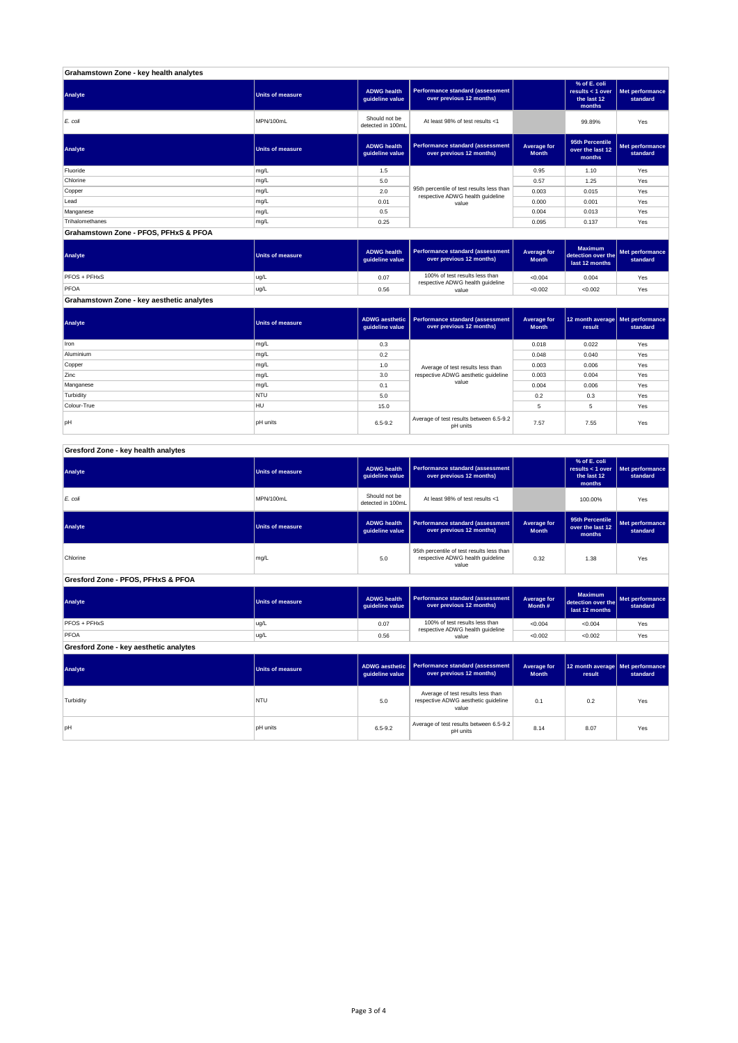## Grahamstown Zone - key health analytes

| Analyte | Units of measure | ADWG health guideline value | Performance standard (assessment over previous 12 months) | | % of E. coli results < 1 over the last 12 months | Met performance standard |
|---|---|---|---|---|---|---|
| *E. coli* | MPN/100mL | Should not be detected in 100mL | At least 98% of test results <1 | | 99.89% | Yes |

| Analyte | Units of measure | ADWG health guideline value | Performance standard (assessment over previous 12 months) | Average for Month | 95th Percentile over the last 12 months | Met performance standard |
|---|---|---|---|---|---|---|
| Fluoride | mg/L | 1.5 | 95th percentile of test results less than respective ADWG health guideline value | 0.95 | 1.10 | Yes |
| Chlorine | mg/L | 5.0 | | 0.57 | 1.25 | Yes |
| Copper | mg/L | 2.0 | | 0.003 | 0.015 | Yes |
| Lead | mg/L | 0.01 | | 0.000 | 0.001 | Yes |
| Manganese | mg/L | 0.5 | | 0.004 | 0.013 | Yes |
| Trihalomethanes | mg/L | 0.25 | | 0.095 | 0.137 | Yes |

## Grahamstown Zone - PFOS, PFHxS & PFOA

| Analyte | Units of measure | ADWG health guideline value | Performance standard (assessment over previous 12 months) | Average for Month | Maximum detection over the last 12 months | Met performance standard |
|---|---|---|---|---|---|---|
| PFOS + PFHxS | ug/L | 0.07 | 100% of test results less than respective ADWG health guideline value | <0.004 | 0.004 | Yes |
| PFOA | ug/L | 0.56 | | <0.002 | <0.002 | Yes |

## Grahamstown Zone - key aesthetic analytes

| Analyte | Units of measure | ADWG aesthetic guideline value | Performance standard (assessment over previous 12 months) | Average for Month | 12 month average result | Met performance standard |
|---|---|---|---|---|---|---|
| Iron | mg/L | 0.3 | Average of test results less than respective ADWG aesthetic guideline value | 0.018 | 0.022 | Yes |
| Aluminium | mg/L | 0.2 | | 0.048 | 0.040 | Yes |
| Copper | mg/L | 1.0 | | 0.003 | 0.006 | Yes |
| Zinc | mg/L | 3.0 | | 0.003 | 0.004 | Yes |
| Manganese | mg/L | 0.1 | | 0.004 | 0.006 | Yes |
| Turbidity | NTU | 5.0 | | 0.2 | 0.3 | Yes |
| Colour-True | HU | 15.0 | | 5 | 5 | Yes |
| pH | pH units | 6.5-9.2 | Average of test results between 6.5-9.2 pH units | 7.57 | 7.55 | Yes |

## Gresford Zone - key health analytes

| Analyte | Units of measure | ADWG health guideline value | Performance standard (assessment over previous 12 months) | | % of E. coli results < 1 over the last 12 months | Met performance standard |
|---|---|---|---|---|---|---|
| *E. coli* | MPN/100mL | Should not be detected in 100mL | At least 98% of test results <1 | | 100.00% | Yes |

| Analyte | Units of measure | ADWG health guideline value | Performance standard (assessment over previous 12 months) | Average for Month | 95th Percentile over the last 12 months | Met performance standard |
|---|---|---|---|---|---|---|
| Chlorine | mg/L | 5.0 | 95th percentile of test results less than respective ADWG health guideline value | 0.32 | 1.38 | Yes |

## Gresford Zone - PFOS, PFHxS & PFOA

| Analyte | Units of measure | ADWG health guideline value | Performance standard (assessment over previous 12 months) | Average for Month # | Maximum detection over the last 12 months | Met performance standard |
|---|---|---|---|---|---|---|
| PFOS + PFHxS | ug/L | 0.07 | 100% of test results less than respective ADWG health guideline value | <0.004 | <0.004 | Yes |
| PFOA | ug/L | 0.56 | | <0.002 | <0.002 | Yes |

## Gresford Zone - key aesthetic analytes

| Analyte | Units of measure | ADWG aesthetic guideline value | Performance standard (assessment over previous 12 months) | Average for Month | 12 month average result | Met performance standard |
|---|---|---|---|---|---|---|
| Turbidity | NTU | 5.0 | Average of test results less than respective ADWG aesthetic guideline value | 0.1 | 0.2 | Yes |
| pH | pH units | 6.5-9.2 | Average of test results between 6.5-9.2 pH units | 8.14 | 8.07 | Yes |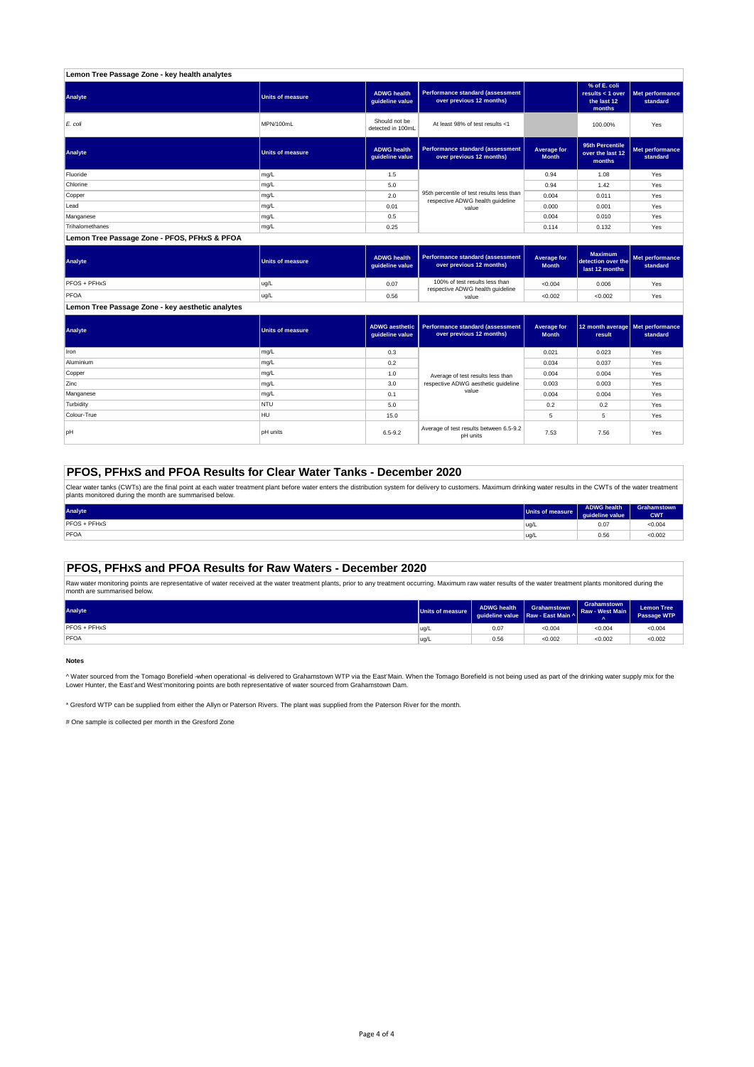## Lemon Tree Passage Zone - key health analytes

| Analyte | Units of measure | ADWG health guideline value | Performance standard (assessment over previous 12 months) | | % of E. coli results < 1 over the last 12 months | Met performance standard |
|---|---|---|---|---|---|---|
| *E. coli* | MPN/100mL | Should not be detected in 100mL | At least 98% of test results <1 | | 100.00% | Yes |

| Analyte | Units of measure | ADWG health guideline value | Performance standard (assessment over previous 12 months) | Average for Month | 95th Percentile over the last 12 months | Met performance standard |
|---|---|---|---|---|---|---|
| Fluoride | mg/L | 1.5 | 95th percentile of test results less than respective ADWG health guideline value | 0.94 | 1.08 | Yes |
| Chlorine | mg/L | 5.0 | | 0.94 | 1.42 | Yes |
| Copper | mg/L | 2.0 | | 0.004 | 0.011 | Yes |
| Lead | mg/L | 0.01 | | 0.000 | 0.001 | Yes |
| Manganese | mg/L | 0.5 | | 0.004 | 0.010 | Yes |
| Trihalomethanes | mg/L | 0.25 | | 0.114 | 0.132 | Yes |

## Lemon Tree Passage Zone - PFOS, PFHxS & PFOA

| Analyte | Units of measure | ADWG health guideline value | Performance standard (assessment over previous 12 months) | Average for Month | Maximum detection over the last 12 months | Met performance standard |
|---|---|---|---|---|---|---|
| PFOS + PFHxS | ug/L | 0.07 | 100% of test results less than respective ADWG health guideline value | <0.004 | 0.006 | Yes |
| PFOA | ug/L | 0.56 | | <0.002 | <0.002 | Yes |

## Lemon Tree Passage Zone - key aesthetic analytes

| Analyte | Units of measure | ADWG aesthetic guideline value | Performance standard (assessment over previous 12 months) | Average for Month | 12 month average result | Met performance standard |
|---|---|---|---|---|---|---|
| Iron | mg/L | 0.3 | Average of test results less than respective ADWG aesthetic guideline value | 0.021 | 0.023 | Yes |
| Aluminium | mg/L | 0.2 | | 0.034 | 0.037 | Yes |
| Copper | mg/L | 1.0 | | 0.004 | 0.004 | Yes |
| Zinc | mg/L | 3.0 | | 0.003 | 0.003 | Yes |
| Manganese | mg/L | 0.1 | | 0.004 | 0.004 | Yes |
| Turbidity | NTU | 5.0 | | 0.2 | 0.2 | Yes |
| Colour-True | HU | 15.0 | | 5 | 5 | Yes |
| pH | pH units | 6.5-9.2 | Average of test results between 6.5-9.2 pH units | 7.53 | 7.56 | Yes |

## PFOS, PFHxS and PFOA Results for Clear Water Tanks - December 2020

Clear water tanks (CWTs) are the final point at each water treatment plant before water enters the distribution system for delivery to customers. Maximum drinking water results in the CWTs of the water treatment plants monitored during the month are summarised below.

| Analyte | Units of measure | ADWG health guideline value | Grahamstown CWT |
|---|---|---|---|
| PFOS + PFHxS | ug/L | 0.07 | <0.004 |
| PFOA | ug/L | 0.56 | <0.002 |

## PFOS, PFHxS and PFOA Results for Raw Waters - December 2020

Raw water monitoring points are representative of water received at the water treatment plants, prior to any treatment occurring. Maximum raw water results of the water treatment plants monitored during the month are summarised below.

| Analyte | Units of measure | ADWG health guideline value | Grahamstown Raw - East Main ^ | Grahamstown Raw - West Main ^ | Lemon Tree Passage WTP |
|---|---|---|---|---|---|
| PFOS + PFHxS | ug/L | 0.07 | <0.004 | <0.004 | <0.004 |
| PFOA | ug/L | 0.56 | <0.002 | <0.002 | <0.002 |

**Notes**

^ Water sourced from the Tomago Borefield -when operational -is delivered to Grahamstown WTP via the East'Main. When the Tomago Borefield is not being used as part of the drinking water supply mix for the Lower Hunter, the East'and West'monitoring points are both representative of water sourced from Grahamstown Dam.

* Gresford WTP can be supplied from either the Allyn or Paterson Rivers. The plant was supplied from the Paterson River for the month.

# One sample is collected per month in the Gresford Zone